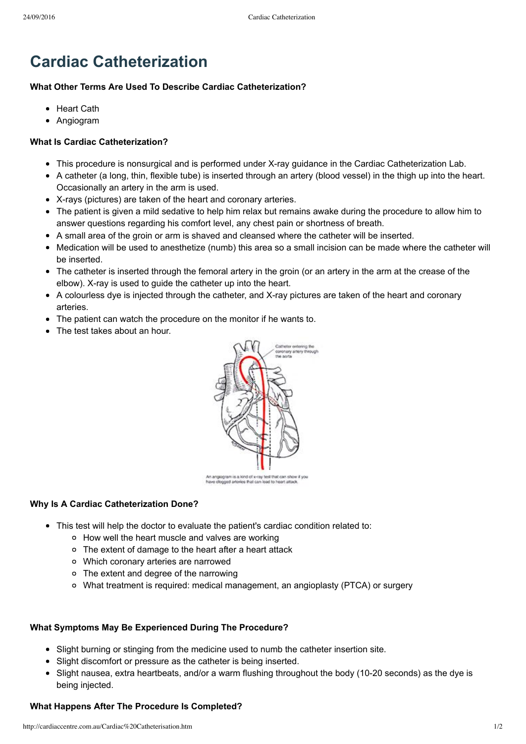# Cardiac Catheterization

**What Other Terms Are Used To Describe Cardiac Catheterization?**

- Heart Cath
- Angiogram

**What Is Cardiac Catheterization?**

- This procedure is nonsurgical and is performed under X-ray guidance in the Cardiac Catheterization Lab.
- A catheter (a long, thin, flexible tube) is inserted through an artery (blood vessel) in the thigh up into the heart. Occasionally an artery in the arm is used.
- X-rays (pictures) are taken of the heart and coronary arteries.
- The patient is given a mild sedative to help him relax but remains awake during the procedure to allow him to answer questions regarding his comfort level, any chest pain or shortness of breath.
- A small area of the groin or arm is shaved and cleansed where the catheter will be inserted.
- Medication will be used to anesthetize (numb) this area so a small incision can be made where the catheter will be inserted.
- The catheter is inserted through the femoral artery in the groin (or an artery in the arm at the crease of the elbow). X-ray is used to guide the catheter up into the heart.
- A colourless dye is injected through the catheter, and X-ray pictures are taken of the heart and coronary arteries.
- The patient can watch the procedure on the monitor if he wants to.
- The test takes about an hour.

Catheter entering the coronary artery through the aorta

An angiogram is a kind of x-ray test that can show if you have clogged arteries that can lead to heart attack.

**Why Is A Cardiac Catheterization Done?**

- This test will help the doctor to evaluate the patient's cardiac condition related to:
  - How well the heart muscle and valves are working
  - The extent of damage to the heart after a heart attack
  - Which coronary arteries are narrowed
  - The extent and degree of the narrowing
  - What treatment is required: medical management, an angioplasty (PTCA) or surgery

**What Symptoms May Be Experienced During The Procedure?**

- Slight burning or stinging from the medicine used to numb the catheter insertion site.
- Slight discomfort or pressure as the catheter is being inserted.
- Slight nausea, extra heartbeats, and/or a warm flushing throughout the body (10-20 seconds) as the dye is being injected.

**What Happens After The Procedure Is Completed?**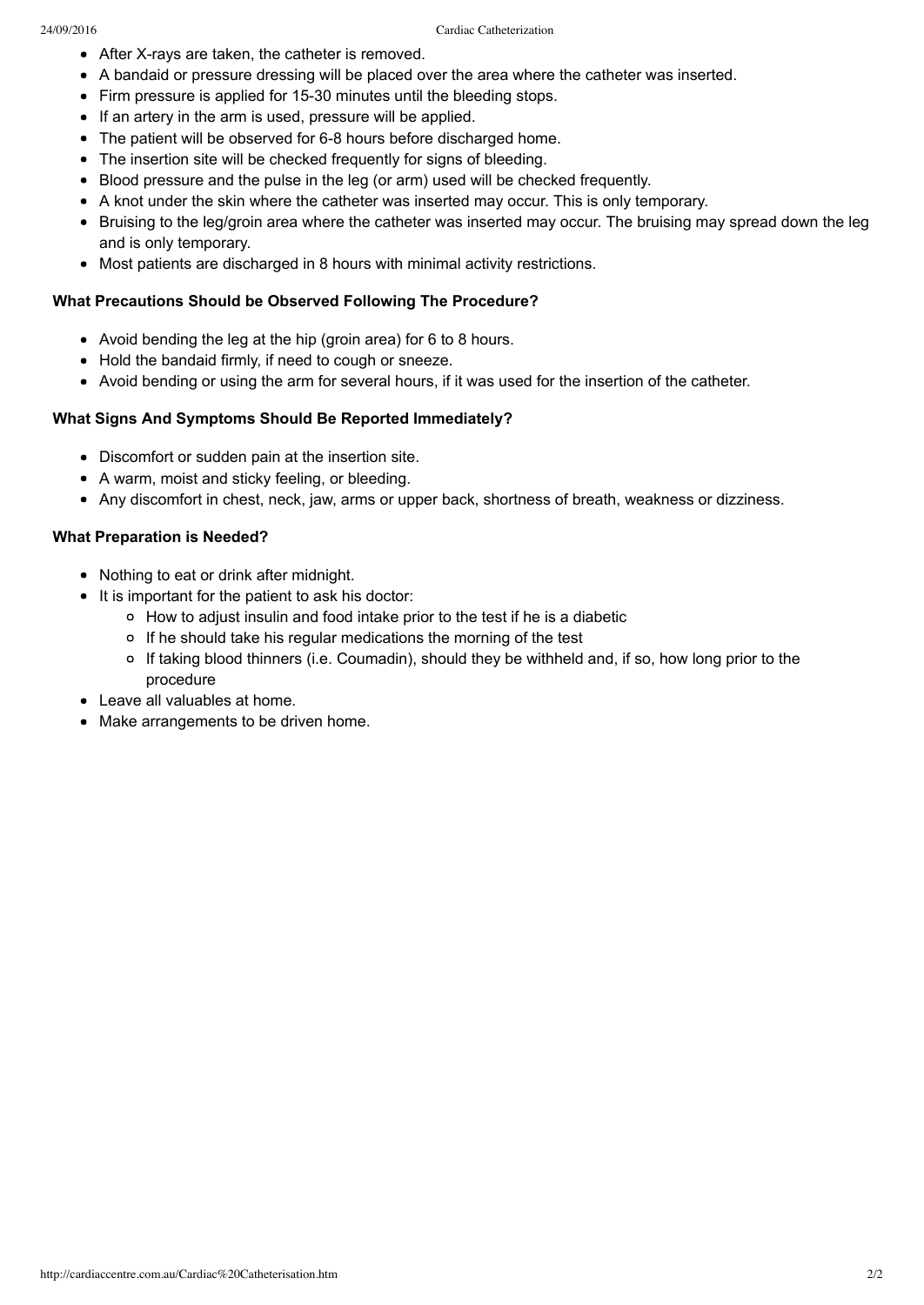- After X-rays are taken, the catheter is removed.
- A bandaid or pressure dressing will be placed over the area where the catheter was inserted.
- Firm pressure is applied for 15-30 minutes until the bleeding stops.
- If an artery in the arm is used, pressure will be applied.
- The patient will be observed for 6-8 hours before discharged home.
- The insertion site will be checked frequently for signs of bleeding.
- Blood pressure and the pulse in the leg (or arm) used will be checked frequently.
- A knot under the skin where the catheter was inserted may occur. This is only temporary.
- Bruising to the leg/groin area where the catheter was inserted may occur. The bruising may spread down the leg and is only temporary.
- Most patients are discharged in 8 hours with minimal activity restrictions.

### What Precautions Should be Observed Following The Procedure?

- Avoid bending the leg at the hip (groin area) for 6 to 8 hours.
- Hold the bandaid firmly, if need to cough or sneeze.
- Avoid bending or using the arm for several hours, if it was used for the insertion of the catheter.

### What Signs And Symptoms Should Be Reported Immediately?

- Discomfort or sudden pain at the insertion site.
- A warm, moist and sticky feeling, or bleeding.
- Any discomfort in chest, neck, jaw, arms or upper back, shortness of breath, weakness or dizziness.

### What Preparation is Needed?

- Nothing to eat or drink after midnight.
- It is important for the patient to ask his doctor:
  - How to adjust insulin and food intake prior to the test if he is a diabetic
  - If he should take his regular medications the morning of the test
  - If taking blood thinners (i.e. Coumadin), should they be withheld and, if so, how long prior to the procedure
- Leave all valuables at home.
- Make arrangements to be driven home.